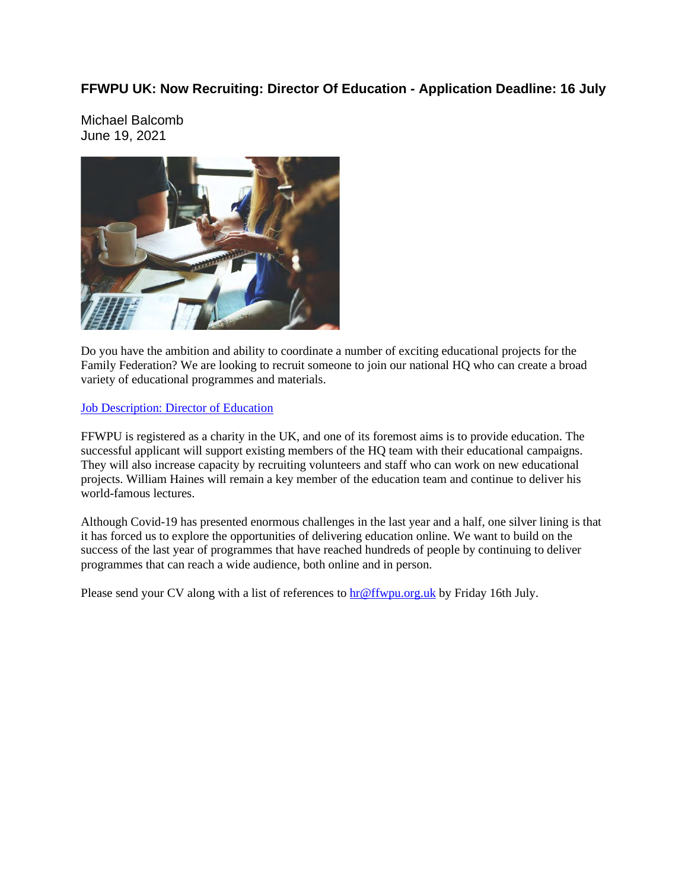## FFWPU UK: Now Recruiting: Director Of Education - Application Deadline: 16 July

Michael Balcomb
June 19, 2021

Do you have the ambition and ability to coordinate a number of exciting educational projects for the Family Federation? We are looking to recruit someone to join our national HQ who can create a broad variety of educational programmes and materials.

[Job Description: Director of Education]

FFWPU is registered as a charity in the UK, and one of its foremost aims is to provide education. The successful applicant will support existing members of the HQ team with their educational campaigns. They will also increase capacity by recruiting volunteers and staff who can work on new educational projects. William Haines will remain a key member of the education team and continue to deliver his world-famous lectures.

Although Covid-19 has presented enormous challenges in the last year and a half, one silver lining is that it has forced us to explore the opportunities of delivering education online. We want to build on the success of the last year of programmes that have reached hundreds of people by continuing to deliver programmes that can reach a wide audience, both online and in person.

Please send your CV along with a list of references to hr@ffwpu.org.uk by Friday 16th July.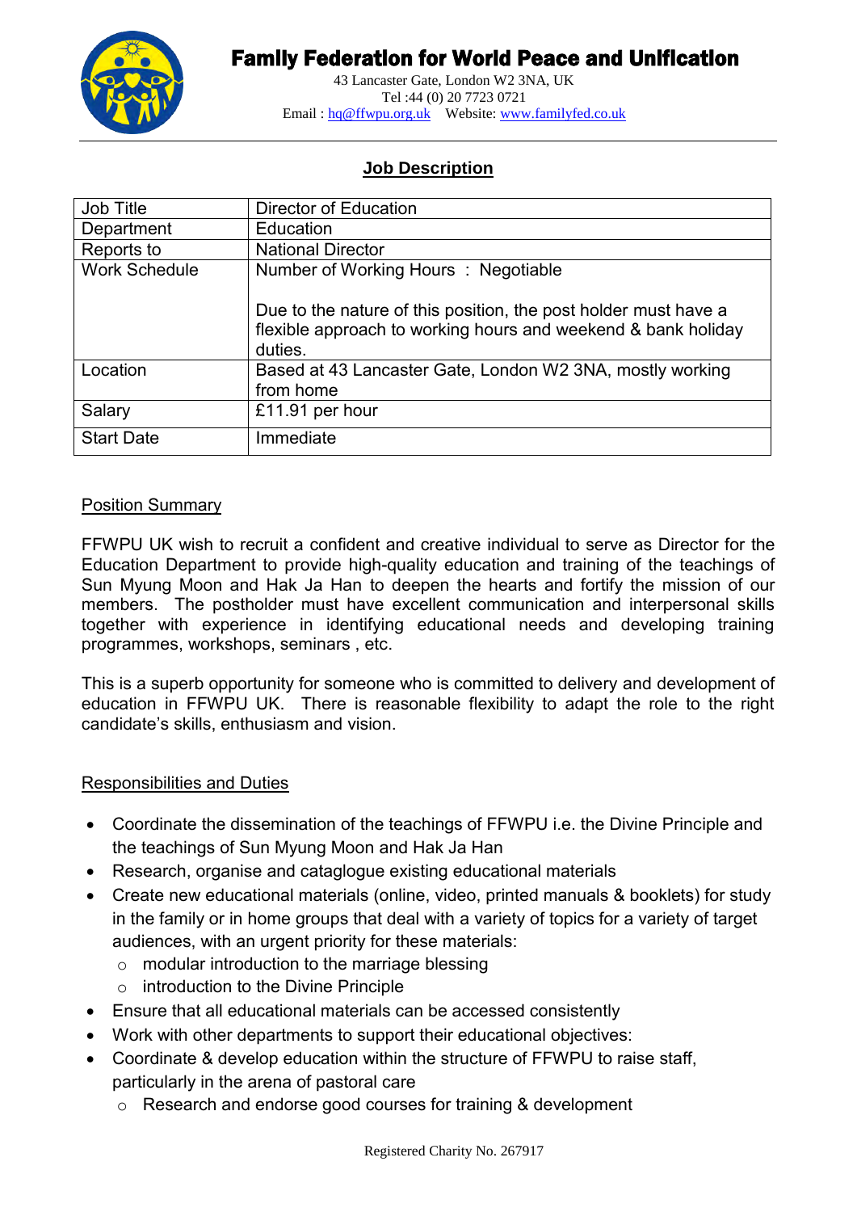# Family Federation for World Peace and Unification

43 Lancaster Gate, London W2 3NA, UK
Tel :44 (0) 20 7723 0721
Email : hq@ffwpu.org.uk   Website: www.familyfed.co.uk

## Job Description

| Job Title | Director of Education |
|---|---|
| Department | Education |
| Reports to | National Director |
| Work Schedule | Number of Working Hours : Negotiable<br><br>Due to the nature of this position, the post holder must have a flexible approach to working hours and weekend & bank holiday duties. |
| Location | Based at 43 Lancaster Gate, London W2 3NA, mostly working from home |
| Salary | £11.91 per hour |
| Start Date | Immediate |

### Position Summary

FFWPU UK wish to recruit a confident and creative individual to serve as Director for the Education Department to provide high-quality education and training of the teachings of Sun Myung Moon and Hak Ja Han to deepen the hearts and fortify the mission of our members. The postholder must have excellent communication and interpersonal skills together with experience in identifying educational needs and developing training programmes, workshops, seminars , etc.

This is a superb opportunity for someone who is committed to delivery and development of education in FFWPU UK. There is reasonable flexibility to adapt the role to the right candidate's skills, enthusiasm and vision.

### Responsibilities and Duties

- Coordinate the dissemination of the teachings of FFWPU i.e. the Divine Principle and the teachings of Sun Myung Moon and Hak Ja Han
- Research, organise and cataglogue existing educational materials
- Create new educational materials (online, video, printed manuals & booklets) for study in the family or in home groups that deal with a variety of topics for a variety of target audiences, with an urgent priority for these materials:
  - modular introduction to the marriage blessing
  - introduction to the Divine Principle
- Ensure that all educational materials can be accessed consistently
- Work with other departments to support their educational objectives:
- Coordinate & develop education within the structure of FFWPU to raise staff, particularly in the arena of pastoral care
  - Research and endorse good courses for training & development

Registered Charity No. 267917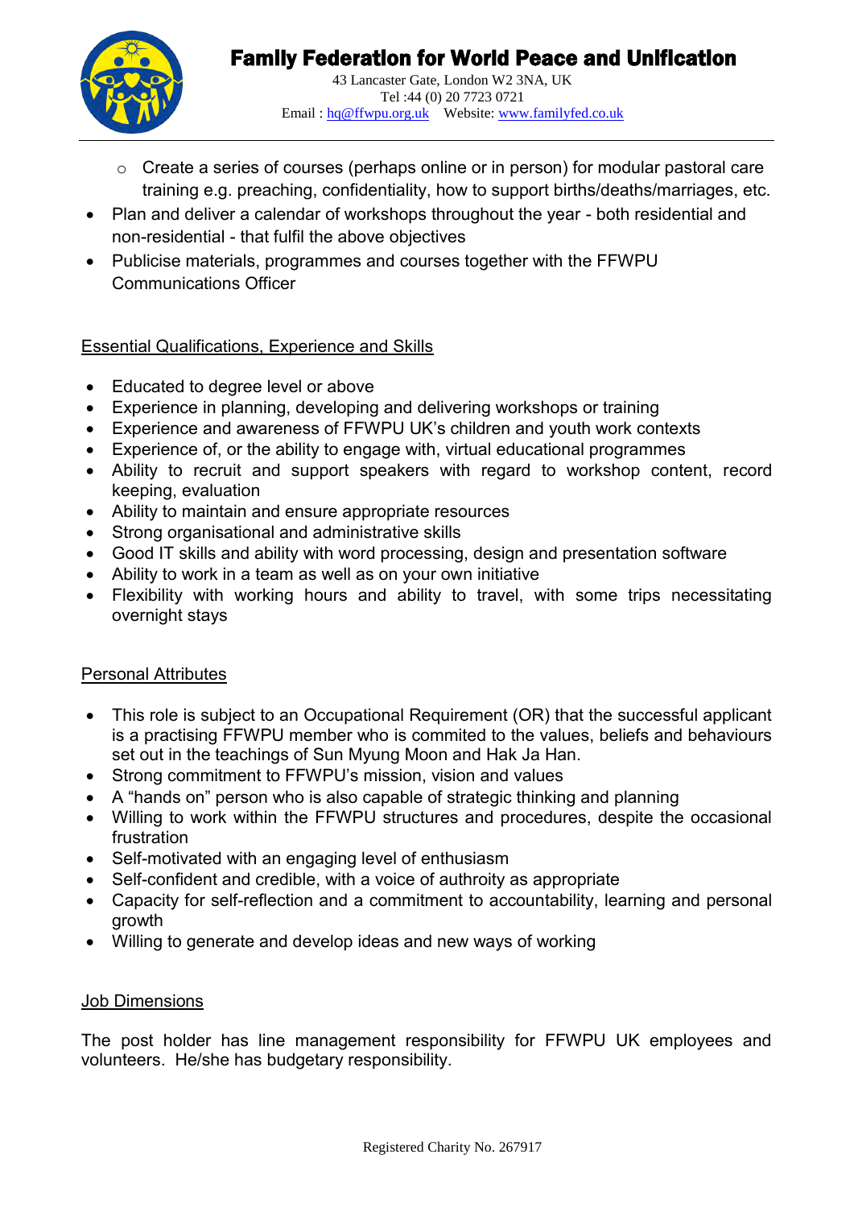- Create a series of courses (perhaps online or in person) for modular pastoral care training e.g. preaching, confidentiality, how to support births/deaths/marriages, etc.
- Plan and deliver a calendar of workshops throughout the year - both residential and non-residential - that fulfil the above objectives
- Publicise materials, programmes and courses together with the FFWPU Communications Officer

## Essential Qualifications, Experience and Skills

- Educated to degree level or above
- Experience in planning, developing and delivering workshops or training
- Experience and awareness of FFWPU UK's children and youth work contexts
- Experience of, or the ability to engage with, virtual educational programmes
- Ability to recruit and support speakers with regard to workshop content, record keeping, evaluation
- Ability to maintain and ensure appropriate resources
- Strong organisational and administrative skills
- Good IT skills and ability with word processing, design and presentation software
- Ability to work in a team as well as on your own initiative
- Flexibility with working hours and ability to travel, with some trips necessitating overnight stays

## Personal Attributes

- This role is subject to an Occupational Requirement (OR) that the successful applicant is a practising FFWPU member who is commited to the values, beliefs and behaviours set out in the teachings of Sun Myung Moon and Hak Ja Han.
- Strong commitment to FFWPU's mission, vision and values
- A "hands on" person who is also capable of strategic thinking and planning
- Willing to work within the FFWPU structures and procedures, despite the occasional frustration
- Self-motivated with an engaging level of enthusiasm
- Self-confident and credible, with a voice of authroity as appropriate
- Capacity for self-reflection and a commitment to accountability, learning and personal growth
- Willing to generate and develop ideas and new ways of working

## Job Dimensions

The post holder has line management responsibility for FFWPU UK employees and volunteers. He/she has budgetary responsibility.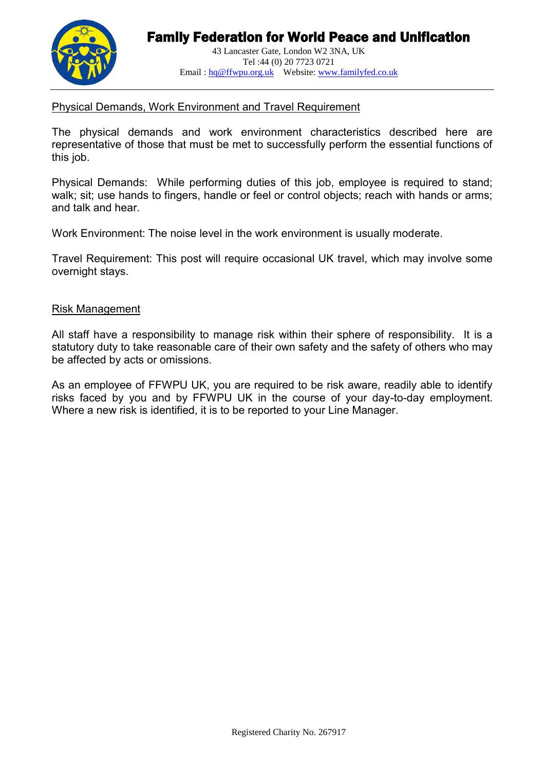Physical Demands, Work Environment and Travel Requirement

The physical demands and work environment characteristics described here are representative of those that must be met to successfully perform the essential functions of this job.

Physical Demands: While performing duties of this job, employee is required to stand; walk; sit; use hands to fingers, handle or feel or control objects; reach with hands or arms; and talk and hear.

Work Environment: The noise level in the work environment is usually moderate.

Travel Requirement: This post will require occasional UK travel, which may involve some overnight stays.

Risk Management

All staff have a responsibility to manage risk within their sphere of responsibility. It is a statutory duty to take reasonable care of their own safety and the safety of others who may be affected by acts or omissions.

As an employee of FFWPU UK, you are required to be risk aware, readily able to identify risks faced by you and by FFWPU UK in the course of your day-to-day employment. Where a new risk is identified, it is to be reported to your Line Manager.